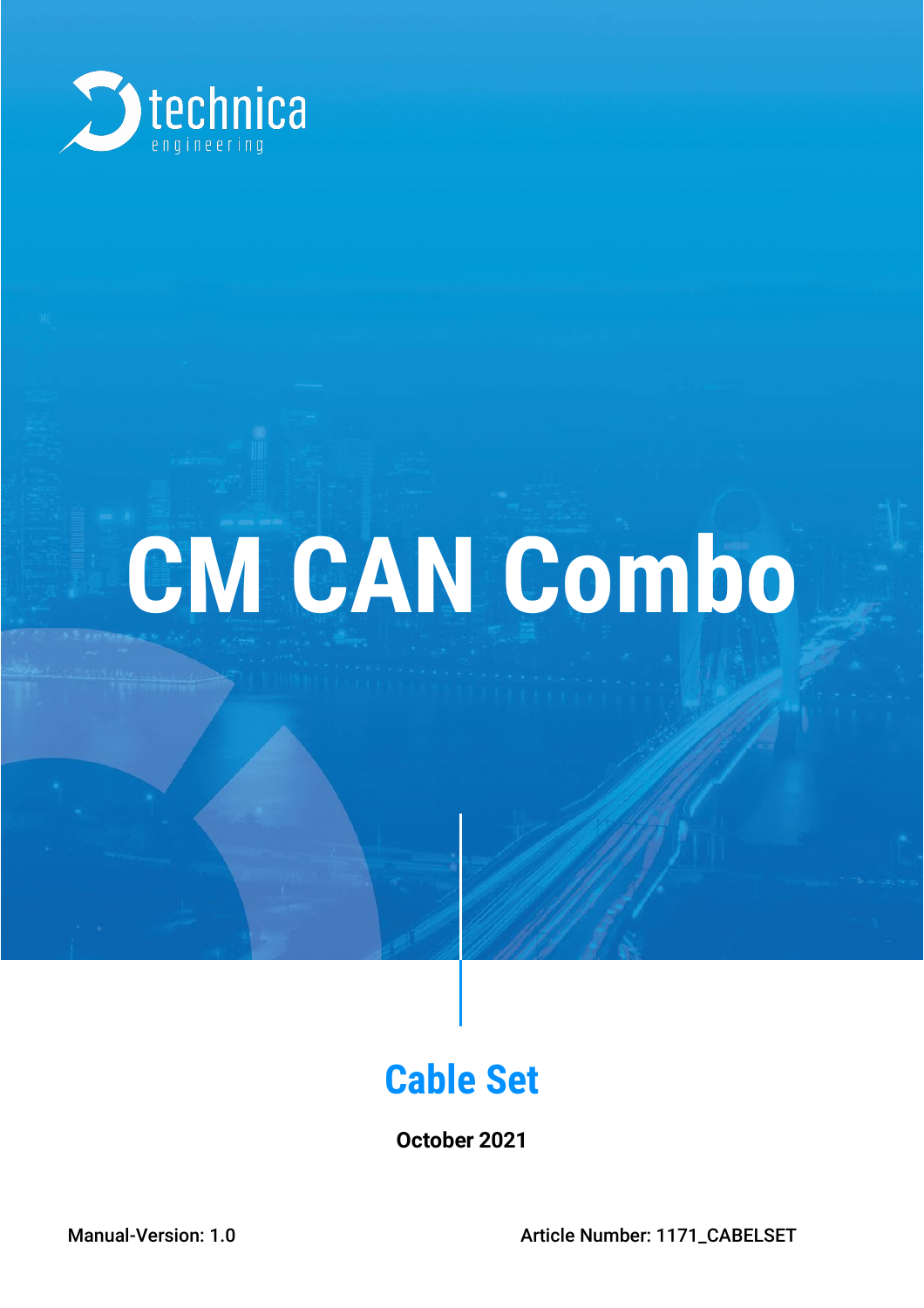technica engineering

# CM CAN Combo

## Cable Set

**October 2021**

Manual-Version: 1.0

Article Number: 1171_CABELSET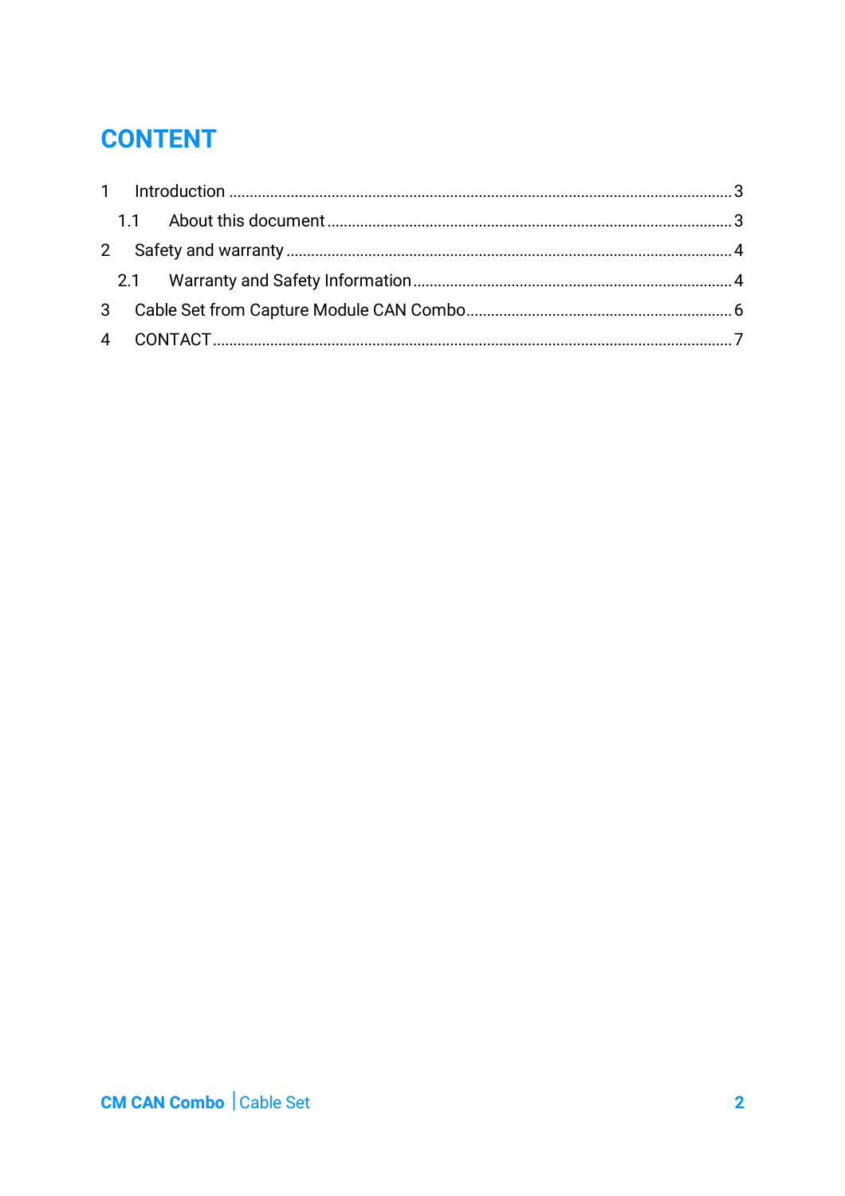# CONTENT

1 Introduction ........................................................................................................................ 3

  1.1 About this document ................................................................................................. 3

2 Safety and warranty ........................................................................................................... 4

  2.1 Warranty and Safety Information ............................................................................. 4

3 Cable Set from Capture Module CAN Combo ................................................................ 6

4 CONTACT ............................................................................................................................. 7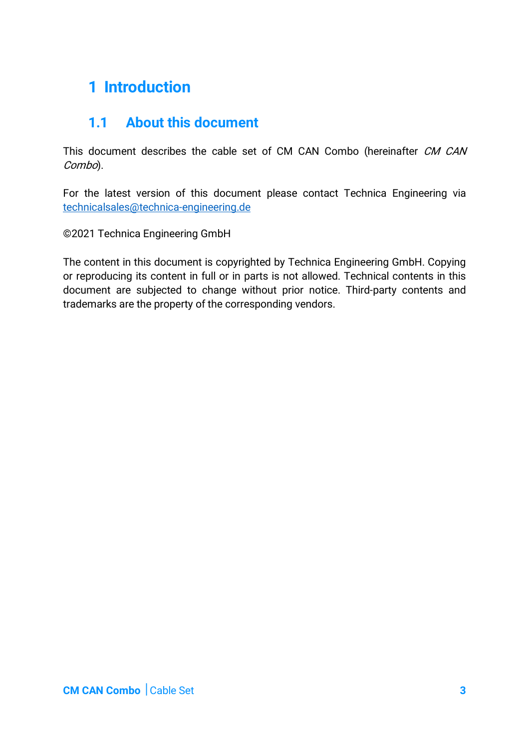# 1 Introduction

## 1.1 About this document

This document describes the cable set of CM CAN Combo (hereinafter *CM CAN Combo*).

For the latest version of this document please contact Technica Engineering via technicalsales@technica-engineering.de

©2021 Technica Engineering GmbH

The content in this document is copyrighted by Technica Engineering GmbH. Copying or reproducing its content in full or in parts is not allowed. Technical contents in this document are subjected to change without prior notice. Third-party contents and trademarks are the property of the corresponding vendors.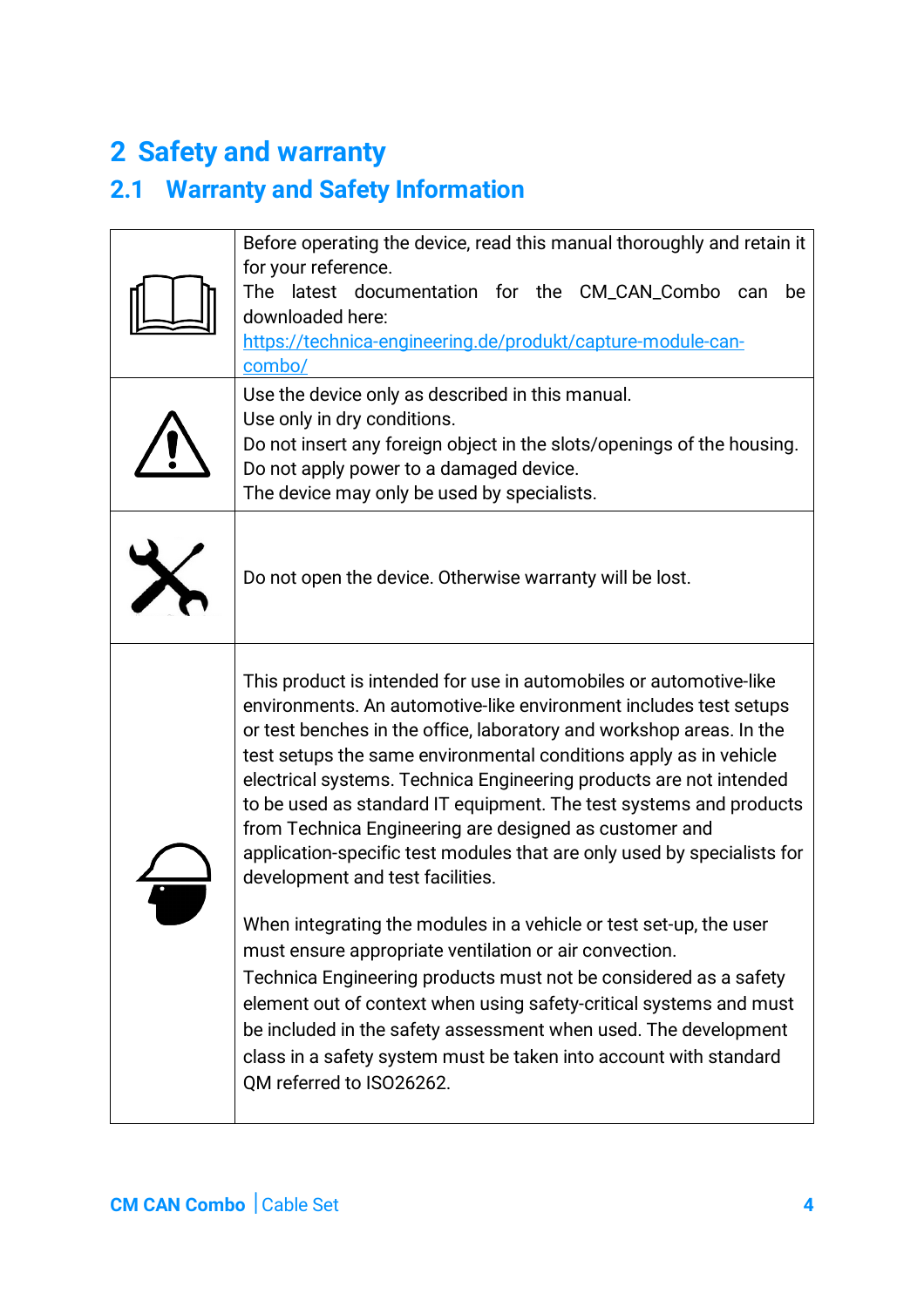# 2 Safety and warranty

## 2.1 Warranty and Safety Information

| | |
|---|---|
| | Before operating the device, read this manual thoroughly and retain it for your reference.<br>The latest documentation for the CM_CAN_Combo can be downloaded here:<br>[https://technica-engineering.de/produkt/capture-module-can-combo/](https://technica-engineering.de/produkt/capture-module-can-combo/) |
| | Use the device only as described in this manual.<br>Use only in dry conditions.<br>Do not insert any foreign object in the slots/openings of the housing.<br>Do not apply power to a damaged device.<br>The device may only be used by specialists. |
| | Do not open the device. Otherwise warranty will be lost. |
| | This product is intended for use in automobiles or automotive-like environments. An automotive-like environment includes test setups or test benches in the office, laboratory and workshop areas. In the test setups the same environmental conditions apply as in vehicle electrical systems. Technica Engineering products are not intended to be used as standard IT equipment. The test systems and products from Technica Engineering are designed as customer and application-specific test modules that are only used by specialists for development and test facilities.<br><br>When integrating the modules in a vehicle or test set-up, the user must ensure appropriate ventilation or air convection.<br>Technica Engineering products must not be considered as a safety element out of context when using safety-critical systems and must be included in the safety assessment when used. The development class in a safety system must be taken into account with standard QM referred to ISO26262. |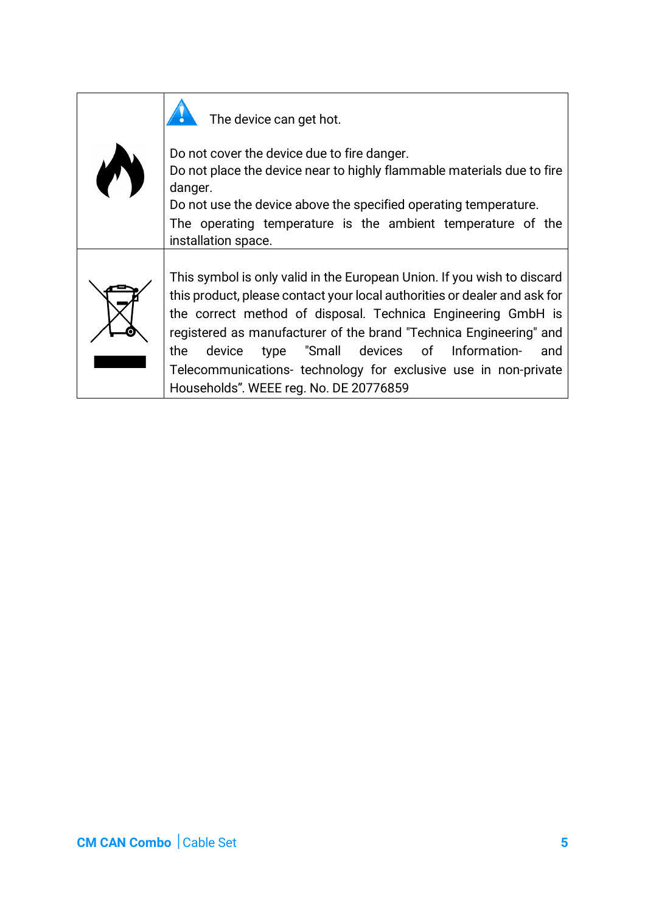| | |
|---|---|
| | The device can get hot.<br><br>Do not cover the device due to fire danger.<br>Do not place the device near to highly flammable materials due to fire danger.<br>Do not use the device above the specified operating temperature.<br>The operating temperature is the ambient temperature of the installation space. |
| | This symbol is only valid in the European Union. If you wish to discard this product, please contact your local authorities or dealer and ask for the correct method of disposal. Technica Engineering GmbH is registered as manufacturer of the brand "Technica Engineering" and the device type "Small devices of Information- and Telecommunications- technology for exclusive use in non-private Households”. WEEE reg. No. DE 20776859 |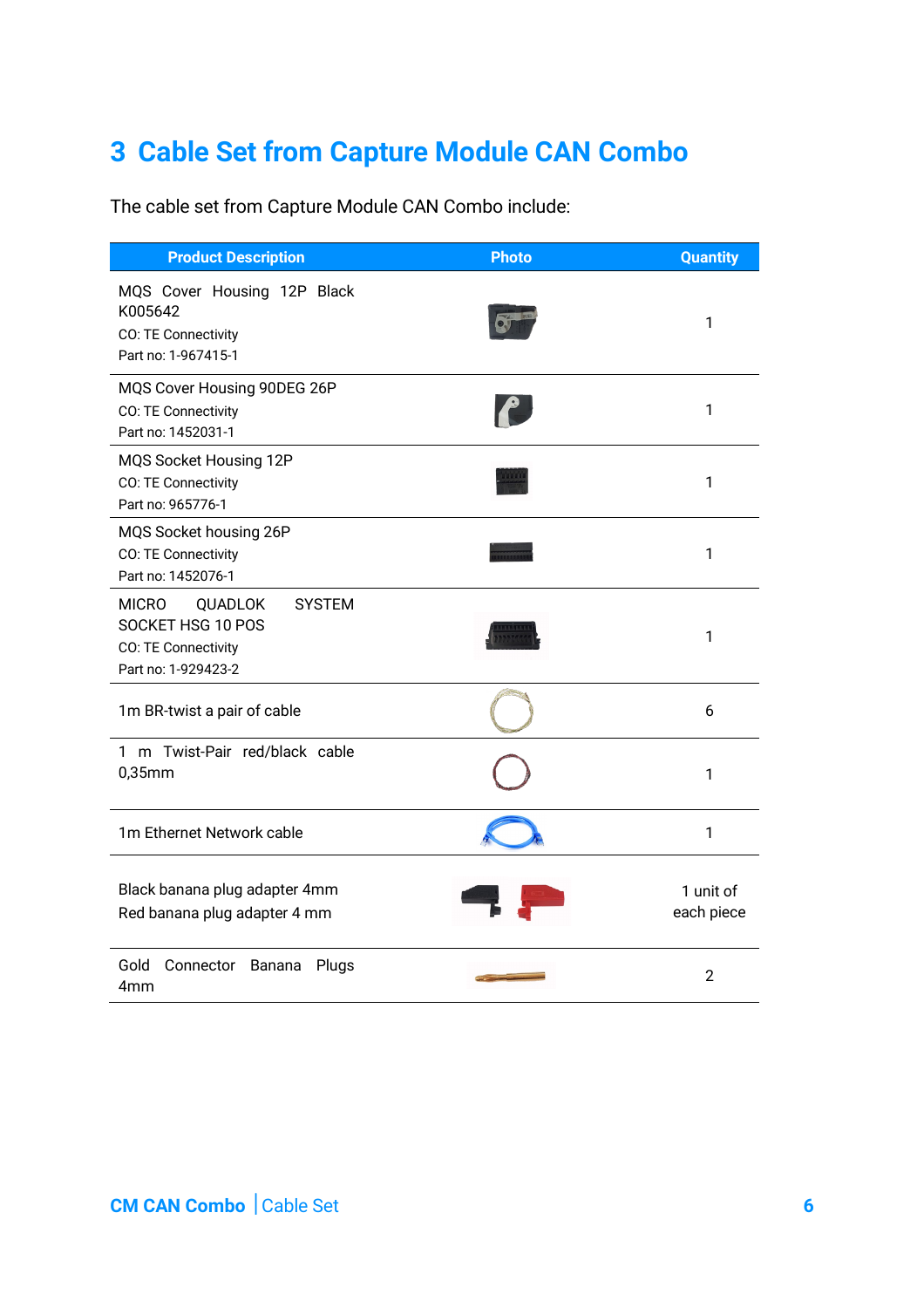# 3 Cable Set from Capture Module CAN Combo

The cable set from Capture Module CAN Combo include:

| Product Description | Photo | Quantity |
|---|---|---|
| MQS Cover Housing 12P Black K005642<br>CO: TE Connectivity<br>Part no: 1-967415-1 | | 1 |
| MQS Cover Housing 90DEG 26P<br>CO: TE Connectivity<br>Part no: 1452031-1 | | 1 |
| MQS Socket Housing 12P<br>CO: TE Connectivity<br>Part no: 965776-1 | | 1 |
| MQS Socket housing 26P<br>CO: TE Connectivity<br>Part no: 1452076-1 | | 1 |
| MICRO QUADLOK SYSTEM SOCKET HSG 10 POS<br>CO: TE Connectivity<br>Part no: 1-929423-2 | | 1 |
| 1m BR-twist a pair of cable | | 6 |
| 1 m Twist-Pair red/black cable 0,35mm | | 1 |
| 1m Ethernet Network cable | | 1 |
| Black banana plug adapter 4mm<br>Red banana plug adapter 4 mm | | 1 unit of each piece |
| Gold Connector Banana Plugs 4mm | | 2 |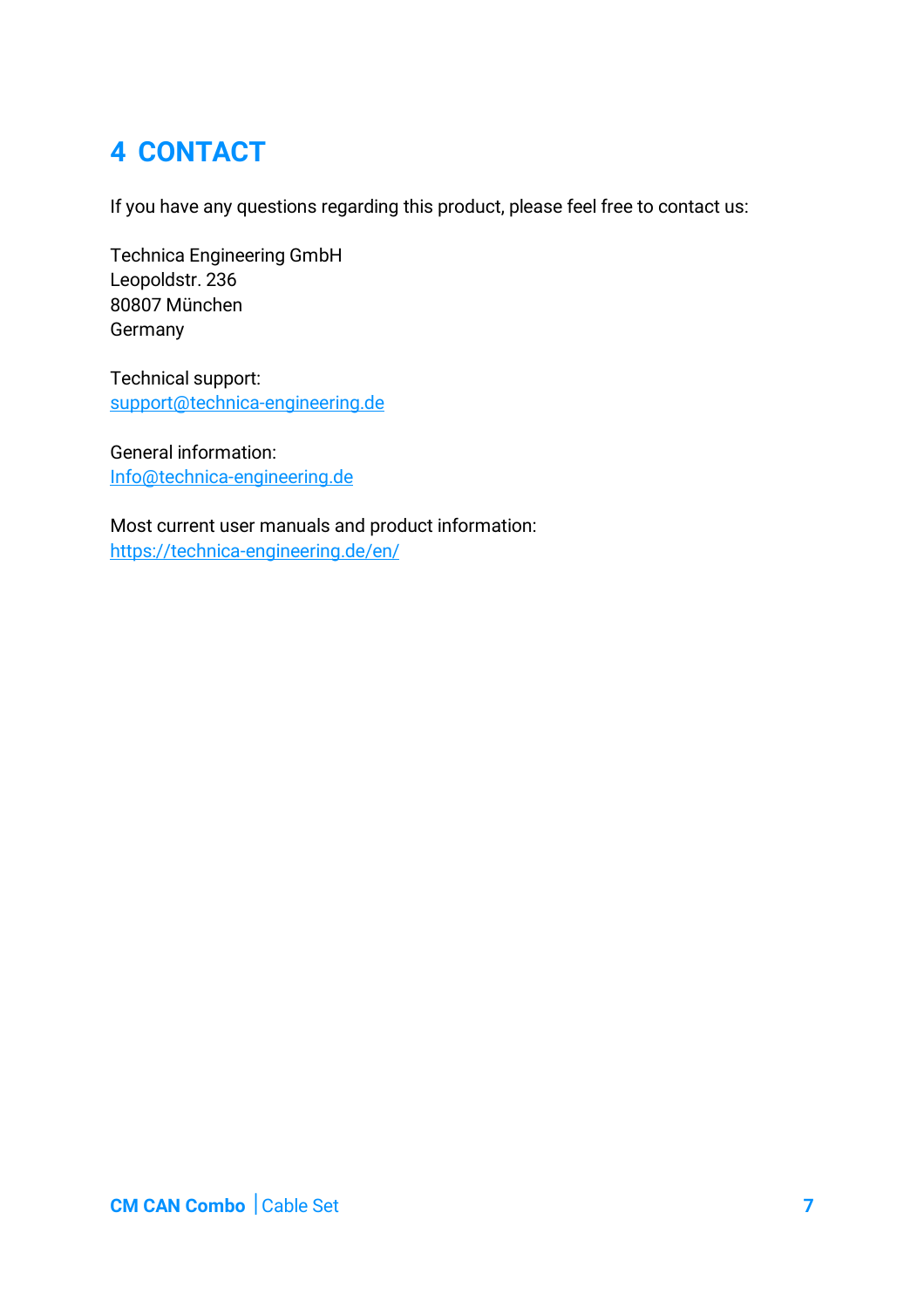# 4 CONTACT

If you have any questions regarding this product, please feel free to contact us:

Technica Engineering GmbH  
Leopoldstr. 236  
80807 München  
Germany

Technical support:  
support@technica-engineering.de

General information:  
Info@technica-engineering.de

Most current user manuals and product information:  
https://technica-engineering.de/en/